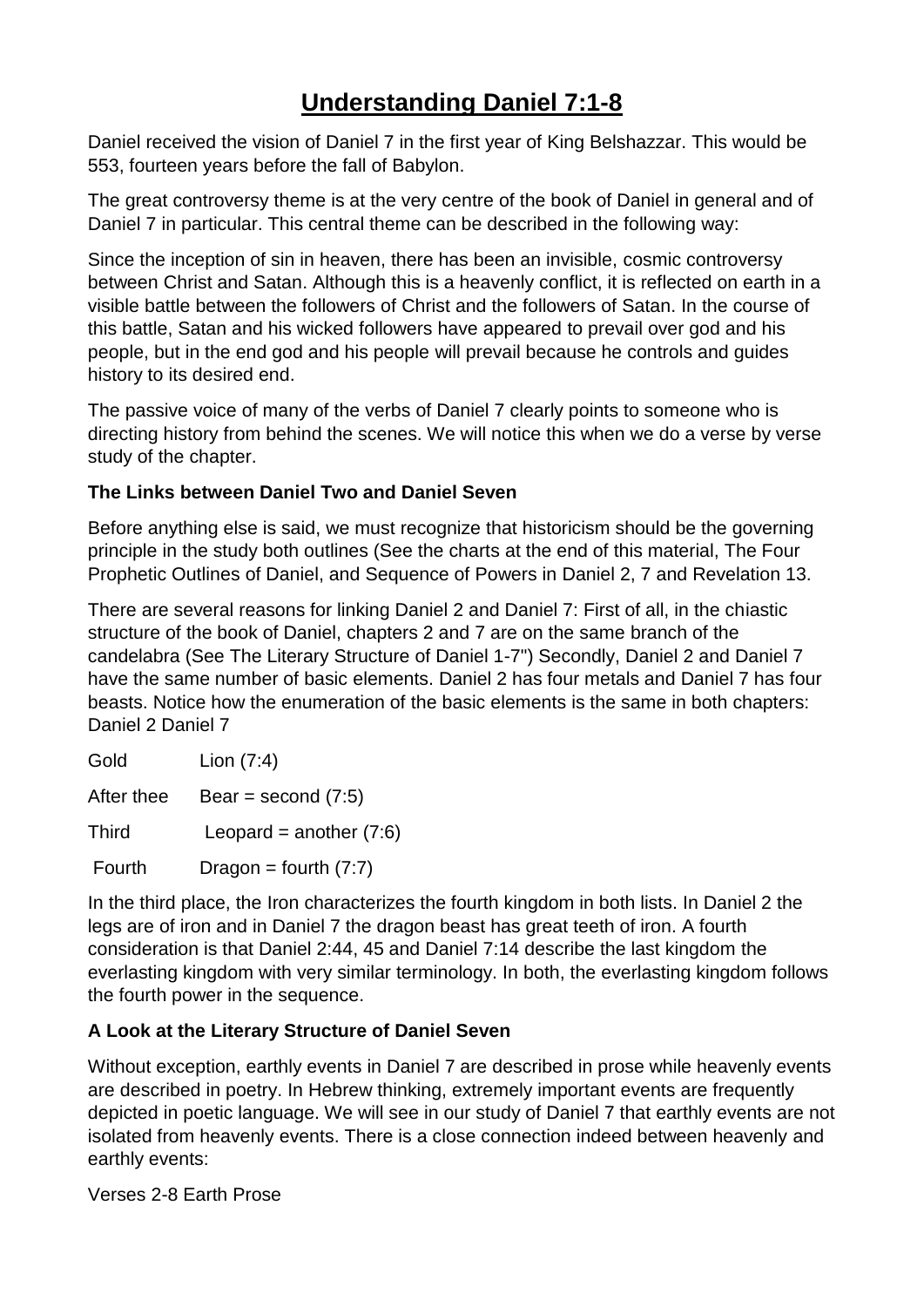# Understanding Daniel 7:1-8

Daniel received the vision of Daniel 7 in the first year of King Belshazzar. This would be 553, fourteen years before the fall of Babylon.

The great controversy theme is at the very centre of the book of Daniel in general and of Daniel 7 in particular. This central theme can be described in the following way:

Since the inception of sin in heaven, there has been an invisible, cosmic controversy between Christ and Satan. Although this is a heavenly conflict, it is reflected on earth in a visible battle between the followers of Christ and the followers of Satan. In the course of this battle, Satan and his wicked followers have appeared to prevail over god and his people, but in the end god and his people will prevail because he controls and guides history to its desired end.

The passive voice of many of the verbs of Daniel 7 clearly points to someone who is directing history from behind the scenes. We will notice this when we do a verse by verse study of the chapter.

**The Links between Daniel Two and Daniel Seven**

Before anything else is said, we must recognize that historicism should be the governing principle in the study both outlines (See the charts at the end of this material, The Four Prophetic Outlines of Daniel, and Sequence of Powers in Daniel 2, 7 and Revelation 13.

There are several reasons for linking Daniel 2 and Daniel 7: First of all, in the chiastic structure of the book of Daniel, chapters 2 and 7 are on the same branch of the candelabra (See The Literary Structure of Daniel 1-7") Secondly, Daniel 2 and Daniel 7 have the same number of basic elements. Daniel 2 has four metals and Daniel 7 has four beasts. Notice how the enumeration of the basic elements is the same in both chapters:

| Daniel 2 | Daniel 7 |
|---|---|
| Gold | Lion (7:4) |
| After thee | Bear = second (7:5) |
| Third | Leopard = another (7:6) |
| Fourth | Dragon = fourth (7:7) |

In the third place, the Iron characterizes the fourth kingdom in both lists. In Daniel 2 the legs are of iron and in Daniel 7 the dragon beast has great teeth of iron. A fourth consideration is that Daniel 2:44, 45 and Daniel 7:14 describe the last kingdom the everlasting kingdom with very similar terminology. In both, the everlasting kingdom follows the fourth power in the sequence.

**A Look at the Literary Structure of Daniel Seven**

Without exception, earthly events in Daniel 7 are described in prose while heavenly events are described in poetry. In Hebrew thinking, extremely important events are frequently depicted in poetic language. We will see in our study of Daniel 7 that earthly events are not isolated from heavenly events. There is a close connection indeed between heavenly and earthly events:

Verses 2-8 Earth Prose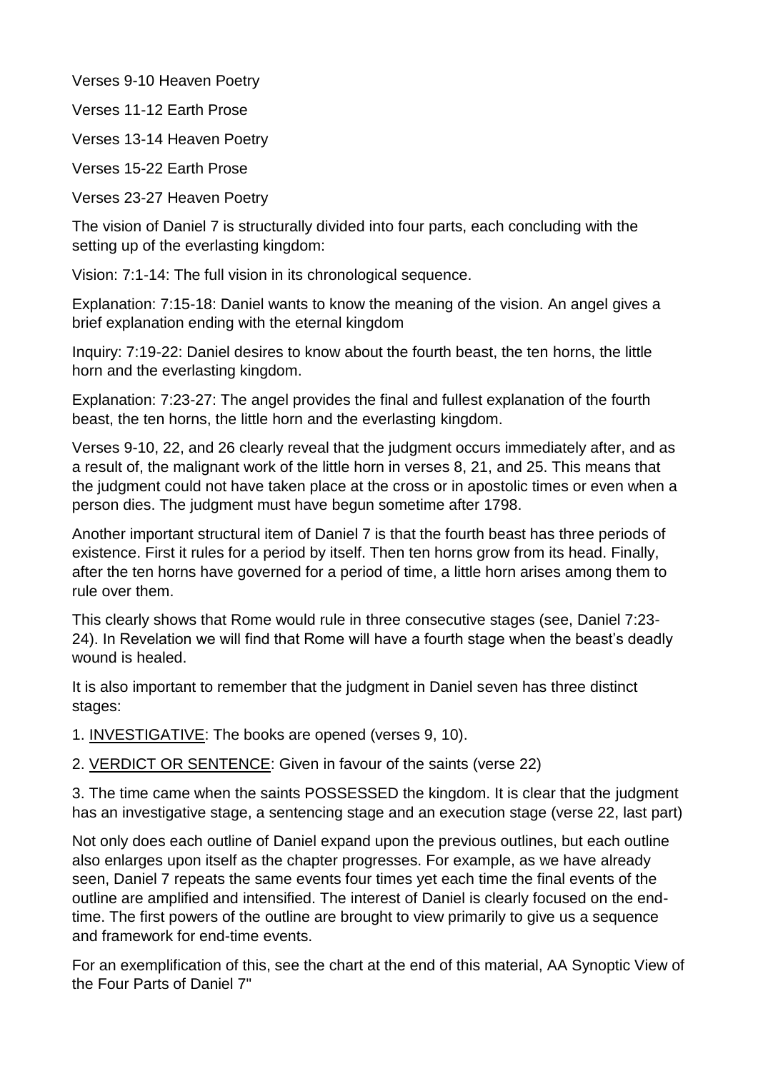Verses 9-10 Heaven Poetry

Verses 11-12 Earth Prose

Verses 13-14 Heaven Poetry

Verses 15-22 Earth Prose

Verses 23-27 Heaven Poetry

The vision of Daniel 7 is structurally divided into four parts, each concluding with the setting up of the everlasting kingdom:

Vision: 7:1-14: The full vision in its chronological sequence.

Explanation: 7:15-18: Daniel wants to know the meaning of the vision. An angel gives a brief explanation ending with the eternal kingdom

Inquiry: 7:19-22: Daniel desires to know about the fourth beast, the ten horns, the little horn and the everlasting kingdom.

Explanation: 7:23-27: The angel provides the final and fullest explanation of the fourth beast, the ten horns, the little horn and the everlasting kingdom.

Verses 9-10, 22, and 26 clearly reveal that the judgment occurs immediately after, and as a result of, the malignant work of the little horn in verses 8, 21, and 25. This means that the judgment could not have taken place at the cross or in apostolic times or even when a person dies. The judgment must have begun sometime after 1798.

Another important structural item of Daniel 7 is that the fourth beast has three periods of existence. First it rules for a period by itself. Then ten horns grow from its head. Finally, after the ten horns have governed for a period of time, a little horn arises among them to rule over them.

This clearly shows that Rome would rule in three consecutive stages (see, Daniel 7:23-24). In Revelation we will find that Rome will have a fourth stage when the beast's deadly wound is healed.

It is also important to remember that the judgment in Daniel seven has three distinct stages:

1. INVESTIGATIVE: The books are opened (verses 9, 10).

2. VERDICT OR SENTENCE: Given in favour of the saints (verse 22)

3. The time came when the saints POSSESSED the kingdom. It is clear that the judgment has an investigative stage, a sentencing stage and an execution stage (verse 22, last part)

Not only does each outline of Daniel expand upon the previous outlines, but each outline also enlarges upon itself as the chapter progresses. For example, as we have already seen, Daniel 7 repeats the same events four times yet each time the final events of the outline are amplified and intensified. The interest of Daniel is clearly focused on the end-time. The first powers of the outline are brought to view primarily to give us a sequence and framework for end-time events.

For an exemplification of this, see the chart at the end of this material, AA Synoptic View of the Four Parts of Daniel 7"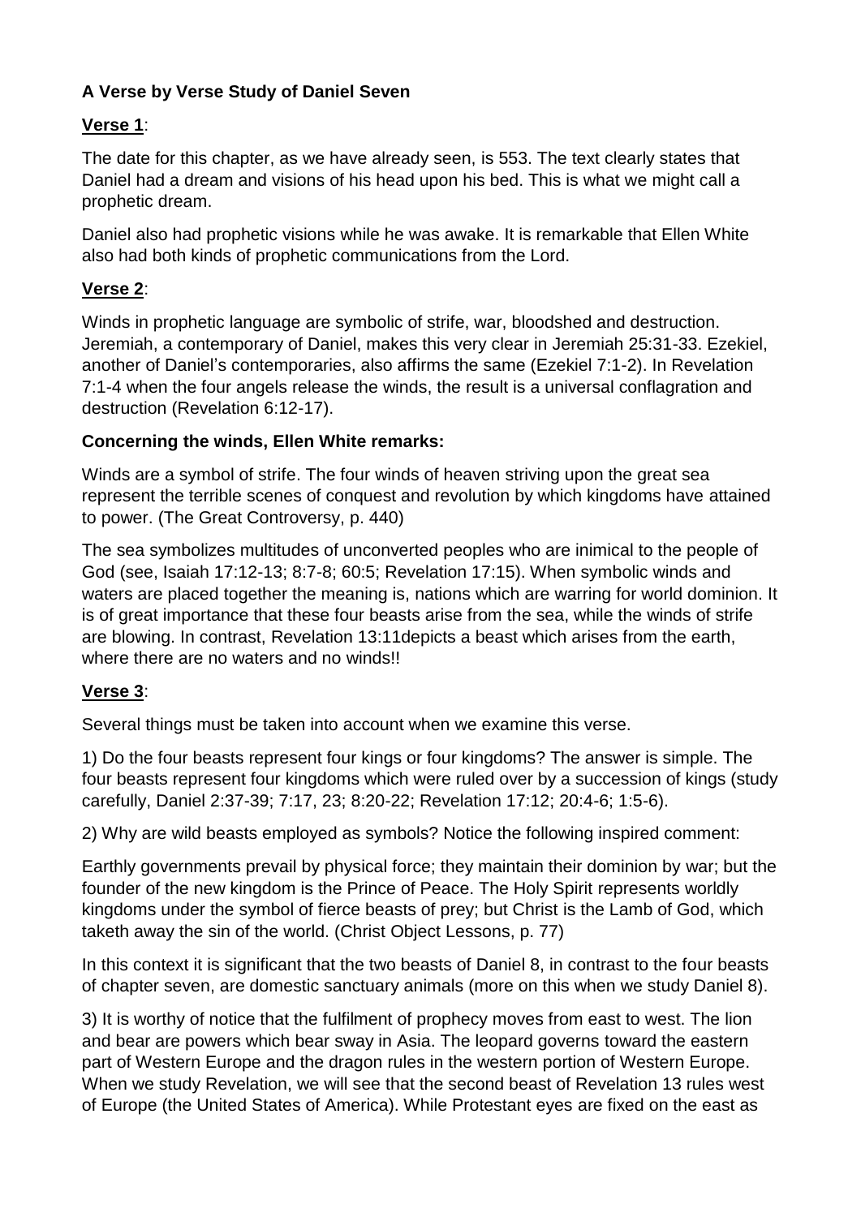**A Verse by Verse Study of Daniel Seven**

**Verse 1**:

The date for this chapter, as we have already seen, is 553. The text clearly states that Daniel had a dream and visions of his head upon his bed. This is what we might call a prophetic dream.

Daniel also had prophetic visions while he was awake. It is remarkable that Ellen White also had both kinds of prophetic communications from the Lord.

**Verse 2**:

Winds in prophetic language are symbolic of strife, war, bloodshed and destruction. Jeremiah, a contemporary of Daniel, makes this very clear in Jeremiah 25:31-33. Ezekiel, another of Daniel's contemporaries, also affirms the same (Ezekiel 7:1-2). In Revelation 7:1-4 when the four angels release the winds, the result is a universal conflagration and destruction (Revelation 6:12-17).

**Concerning the winds, Ellen White remarks:**

Winds are a symbol of strife. The four winds of heaven striving upon the great sea represent the terrible scenes of conquest and revolution by which kingdoms have attained to power. (The Great Controversy, p. 440)

The sea symbolizes multitudes of unconverted peoples who are inimical to the people of God (see, Isaiah 17:12-13; 8:7-8; 60:5; Revelation 17:15). When symbolic winds and waters are placed together the meaning is, nations which are warring for world dominion. It is of great importance that these four beasts arise from the sea, while the winds of strife are blowing. In contrast, Revelation 13:11depicts a beast which arises from the earth, where there are no waters and no winds!!

**Verse 3**:

Several things must be taken into account when we examine this verse.

1) Do the four beasts represent four kings or four kingdoms? The answer is simple. The four beasts represent four kingdoms which were ruled over by a succession of kings (study carefully, Daniel 2:37-39; 7:17, 23; 8:20-22; Revelation 17:12; 20:4-6; 1:5-6).

2) Why are wild beasts employed as symbols? Notice the following inspired comment:

Earthly governments prevail by physical force; they maintain their dominion by war; but the founder of the new kingdom is the Prince of Peace. The Holy Spirit represents worldly kingdoms under the symbol of fierce beasts of prey; but Christ is the Lamb of God, which taketh away the sin of the world. (Christ Object Lessons, p. 77)

In this context it is significant that the two beasts of Daniel 8, in contrast to the four beasts of chapter seven, are domestic sanctuary animals (more on this when we study Daniel 8).

3) It is worthy of notice that the fulfilment of prophecy moves from east to west. The lion and bear are powers which bear sway in Asia. The leopard governs toward the eastern part of Western Europe and the dragon rules in the western portion of Western Europe. When we study Revelation, we will see that the second beast of Revelation 13 rules west of Europe (the United States of America). While Protestant eyes are fixed on the east as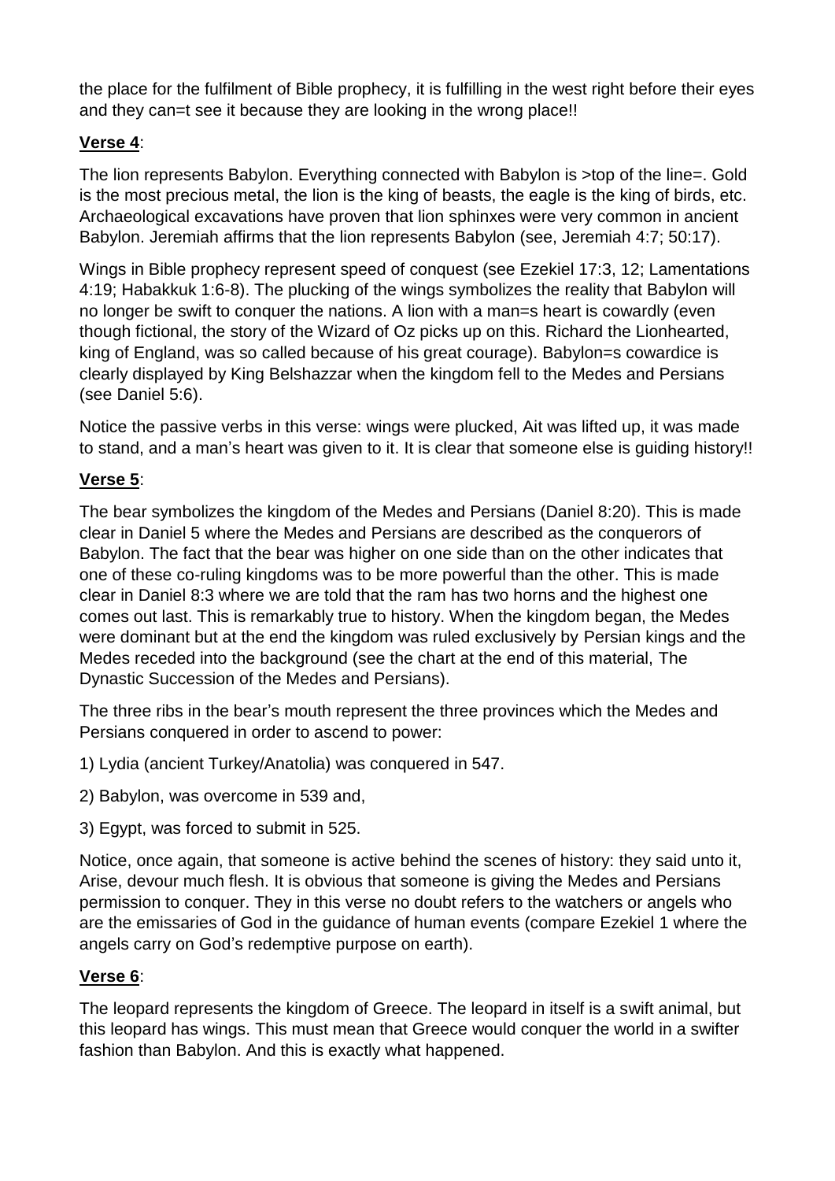the place for the fulfilment of Bible prophecy, it is fulfilling in the west right before their eyes and they can=t see it because they are looking in the wrong place!!

**Verse 4**:

The lion represents Babylon. Everything connected with Babylon is >top of the line=. Gold is the most precious metal, the lion is the king of beasts, the eagle is the king of birds, etc. Archaeological excavations have proven that lion sphinxes were very common in ancient Babylon. Jeremiah affirms that the lion represents Babylon (see, Jeremiah 4:7; 50:17).

Wings in Bible prophecy represent speed of conquest (see Ezekiel 17:3, 12; Lamentations 4:19; Habakkuk 1:6-8). The plucking of the wings symbolizes the reality that Babylon will no longer be swift to conquer the nations. A lion with a man=s heart is cowardly (even though fictional, the story of the Wizard of Oz picks up on this. Richard the Lionhearted, king of England, was so called because of his great courage). Babylon=s cowardice is clearly displayed by King Belshazzar when the kingdom fell to the Medes and Persians (see Daniel 5:6).

Notice the passive verbs in this verse: wings were plucked, Ait was lifted up, it was made to stand, and a man's heart was given to it. It is clear that someone else is guiding history!!

**Verse 5**:

The bear symbolizes the kingdom of the Medes and Persians (Daniel 8:20). This is made clear in Daniel 5 where the Medes and Persians are described as the conquerors of Babylon. The fact that the bear was higher on one side than on the other indicates that one of these co-ruling kingdoms was to be more powerful than the other. This is made clear in Daniel 8:3 where we are told that the ram has two horns and the highest one comes out last. This is remarkably true to history. When the kingdom began, the Medes were dominant but at the end the kingdom was ruled exclusively by Persian kings and the Medes receded into the background (see the chart at the end of this material, The Dynastic Succession of the Medes and Persians).

The three ribs in the bear's mouth represent the three provinces which the Medes and Persians conquered in order to ascend to power:

1) Lydia (ancient Turkey/Anatolia) was conquered in 547.

2) Babylon, was overcome in 539 and,

3) Egypt, was forced to submit in 525.

Notice, once again, that someone is active behind the scenes of history: they said unto it, Arise, devour much flesh. It is obvious that someone is giving the Medes and Persians permission to conquer. They in this verse no doubt refers to the watchers or angels who are the emissaries of God in the guidance of human events (compare Ezekiel 1 where the angels carry on God's redemptive purpose on earth).

**Verse 6**:

The leopard represents the kingdom of Greece. The leopard in itself is a swift animal, but this leopard has wings. This must mean that Greece would conquer the world in a swifter fashion than Babylon. And this is exactly what happened.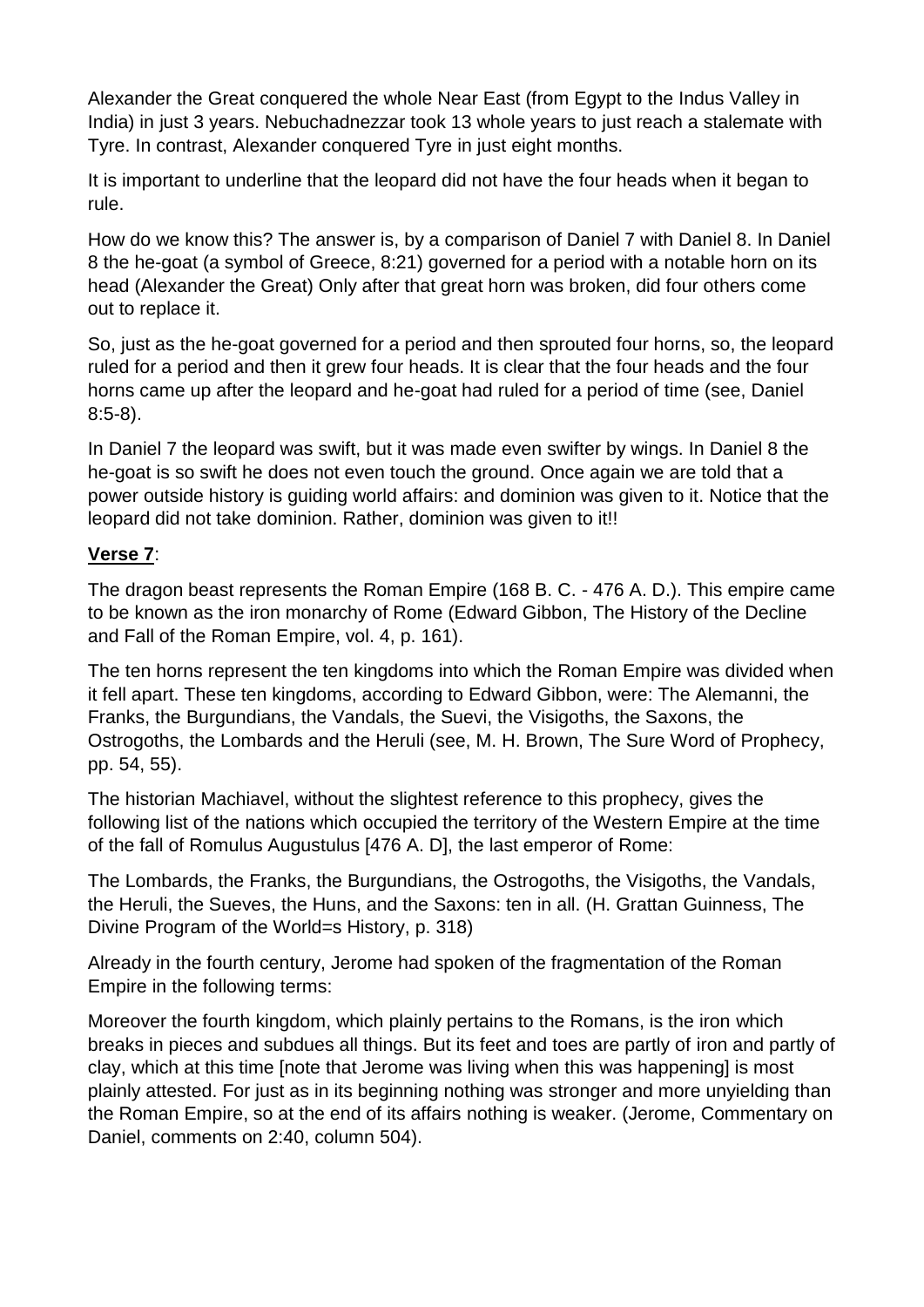Alexander the Great conquered the whole Near East (from Egypt to the Indus Valley in India) in just 3 years. Nebuchadnezzar took 13 whole years to just reach a stalemate with Tyre. In contrast, Alexander conquered Tyre in just eight months.

It is important to underline that the leopard did not have the four heads when it began to rule.

How do we know this? The answer is, by a comparison of Daniel 7 with Daniel 8. In Daniel 8 the he-goat (a symbol of Greece, 8:21) governed for a period with a notable horn on its head (Alexander the Great) Only after that great horn was broken, did four others come out to replace it.

So, just as the he-goat governed for a period and then sprouted four horns, so, the leopard ruled for a period and then it grew four heads. It is clear that the four heads and the four horns came up after the leopard and he-goat had ruled for a period of time (see, Daniel 8:5-8).

In Daniel 7 the leopard was swift, but it was made even swifter by wings. In Daniel 8 the he-goat is so swift he does not even touch the ground. Once again we are told that a power outside history is guiding world affairs: and dominion was given to it. Notice that the leopard did not take dominion. Rather, dominion was given to it!!

**Verse 7**:

The dragon beast represents the Roman Empire (168 B. C. - 476 A. D.). This empire came to be known as the iron monarchy of Rome (Edward Gibbon, The History of the Decline and Fall of the Roman Empire, vol. 4, p. 161).

The ten horns represent the ten kingdoms into which the Roman Empire was divided when it fell apart. These ten kingdoms, according to Edward Gibbon, were: The Alemanni, the Franks, the Burgundians, the Vandals, the Suevi, the Visigoths, the Saxons, the Ostrogoths, the Lombards and the Heruli (see, M. H. Brown, The Sure Word of Prophecy, pp. 54, 55).

The historian Machiavel, without the slightest reference to this prophecy, gives the following list of the nations which occupied the territory of the Western Empire at the time of the fall of Romulus Augustulus [476 A. D], the last emperor of Rome:

The Lombards, the Franks, the Burgundians, the Ostrogoths, the Visigoths, the Vandals, the Heruli, the Sueves, the Huns, and the Saxons: ten in all. (H. Grattan Guinness, The Divine Program of the World=s History, p. 318)

Already in the fourth century, Jerome had spoken of the fragmentation of the Roman Empire in the following terms:

Moreover the fourth kingdom, which plainly pertains to the Romans, is the iron which breaks in pieces and subdues all things. But its feet and toes are partly of iron and partly of clay, which at this time [note that Jerome was living when this was happening] is most plainly attested. For just as in its beginning nothing was stronger and more unyielding than the Roman Empire, so at the end of its affairs nothing is weaker. (Jerome, Commentary on Daniel, comments on 2:40, column 504).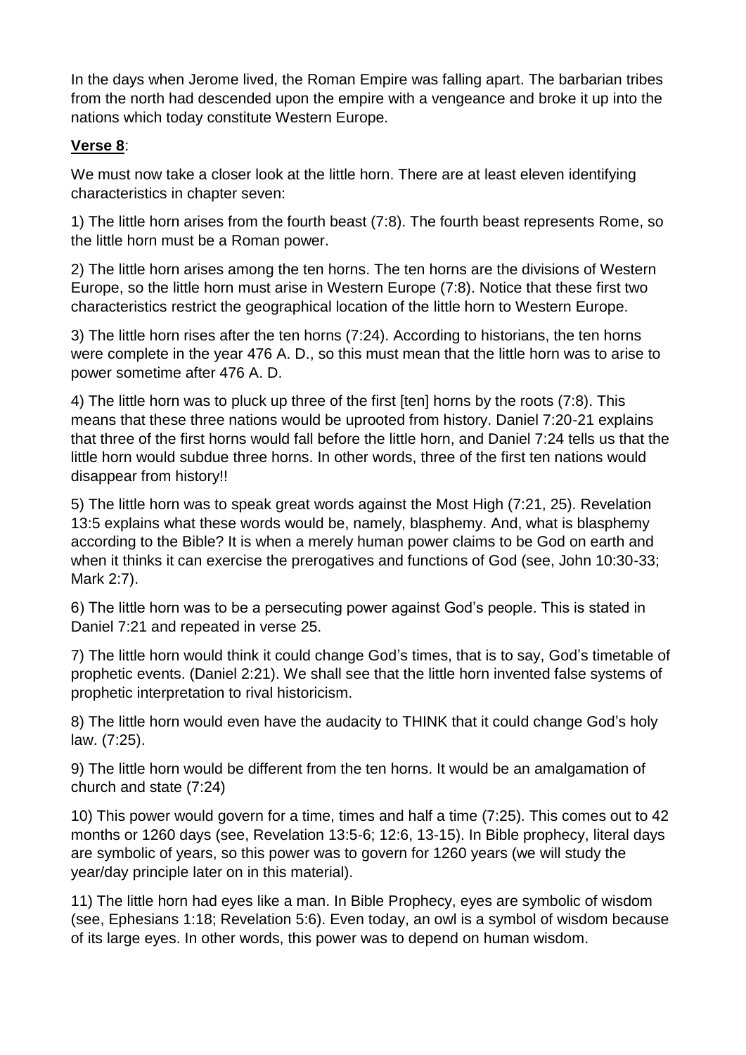In the days when Jerome lived, the Roman Empire was falling apart. The barbarian tribes from the north had descended upon the empire with a vengeance and broke it up into the nations which today constitute Western Europe.

**Verse 8**:

We must now take a closer look at the little horn. There are at least eleven identifying characteristics in chapter seven:

1) The little horn arises from the fourth beast (7:8). The fourth beast represents Rome, so the little horn must be a Roman power.

2) The little horn arises among the ten horns. The ten horns are the divisions of Western Europe, so the little horn must arise in Western Europe (7:8). Notice that these first two characteristics restrict the geographical location of the little horn to Western Europe.

3) The little horn rises after the ten horns (7:24). According to historians, the ten horns were complete in the year 476 A. D., so this must mean that the little horn was to arise to power sometime after 476 A. D.

4) The little horn was to pluck up three of the first [ten] horns by the roots (7:8). This means that these three nations would be uprooted from history. Daniel 7:20-21 explains that three of the first horns would fall before the little horn, and Daniel 7:24 tells us that the little horn would subdue three horns. In other words, three of the first ten nations would disappear from history!!

5) The little horn was to speak great words against the Most High (7:21, 25). Revelation 13:5 explains what these words would be, namely, blasphemy. And, what is blasphemy according to the Bible? It is when a merely human power claims to be God on earth and when it thinks it can exercise the prerogatives and functions of God (see, John 10:30-33; Mark 2:7).

6) The little horn was to be a persecuting power against God's people. This is stated in Daniel 7:21 and repeated in verse 25.

7) The little horn would think it could change God's times, that is to say, God's timetable of prophetic events. (Daniel 2:21). We shall see that the little horn invented false systems of prophetic interpretation to rival historicism.

8) The little horn would even have the audacity to THINK that it could change God's holy law. (7:25).

9) The little horn would be different from the ten horns. It would be an amalgamation of church and state (7:24)

10) This power would govern for a time, times and half a time (7:25). This comes out to 42 months or 1260 days (see, Revelation 13:5-6; 12:6, 13-15). In Bible prophecy, literal days are symbolic of years, so this power was to govern for 1260 years (we will study the year/day principle later on in this material).

11) The little horn had eyes like a man. In Bible Prophecy, eyes are symbolic of wisdom (see, Ephesians 1:18; Revelation 5:6). Even today, an owl is a symbol of wisdom because of its large eyes. In other words, this power was to depend on human wisdom.